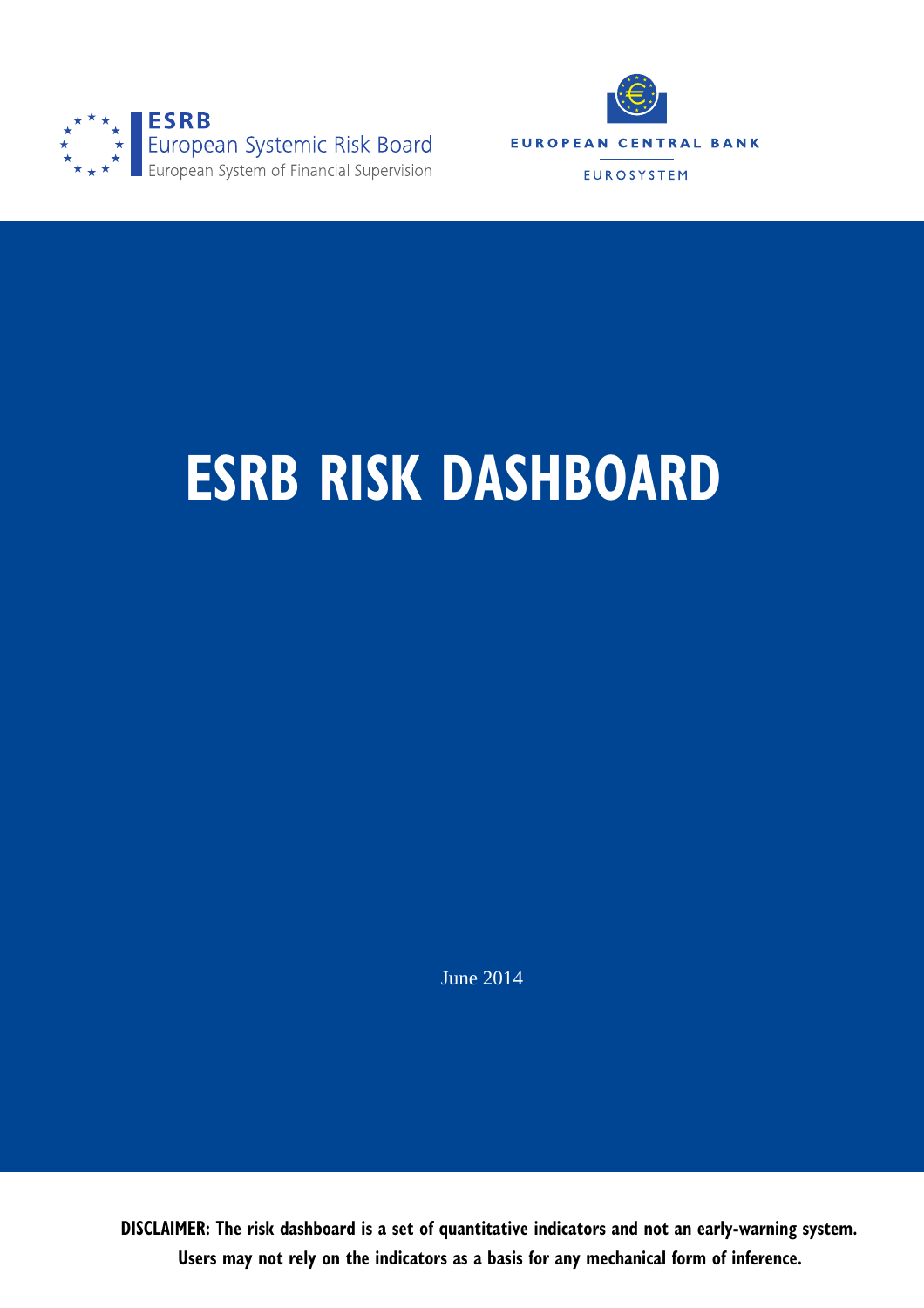ESRB
European Systemic Risk Board
European System of Financial Supervision

EUROPEAN CENTRAL BANK
EUROSYSTEM

# ESRB RISK DASHBOARD

June 2014

**DISCLAIMER: The risk dashboard is a set of quantitative indicators and not an early-warning system. Users may not rely on the indicators as a basis for any mechanical form of inference.**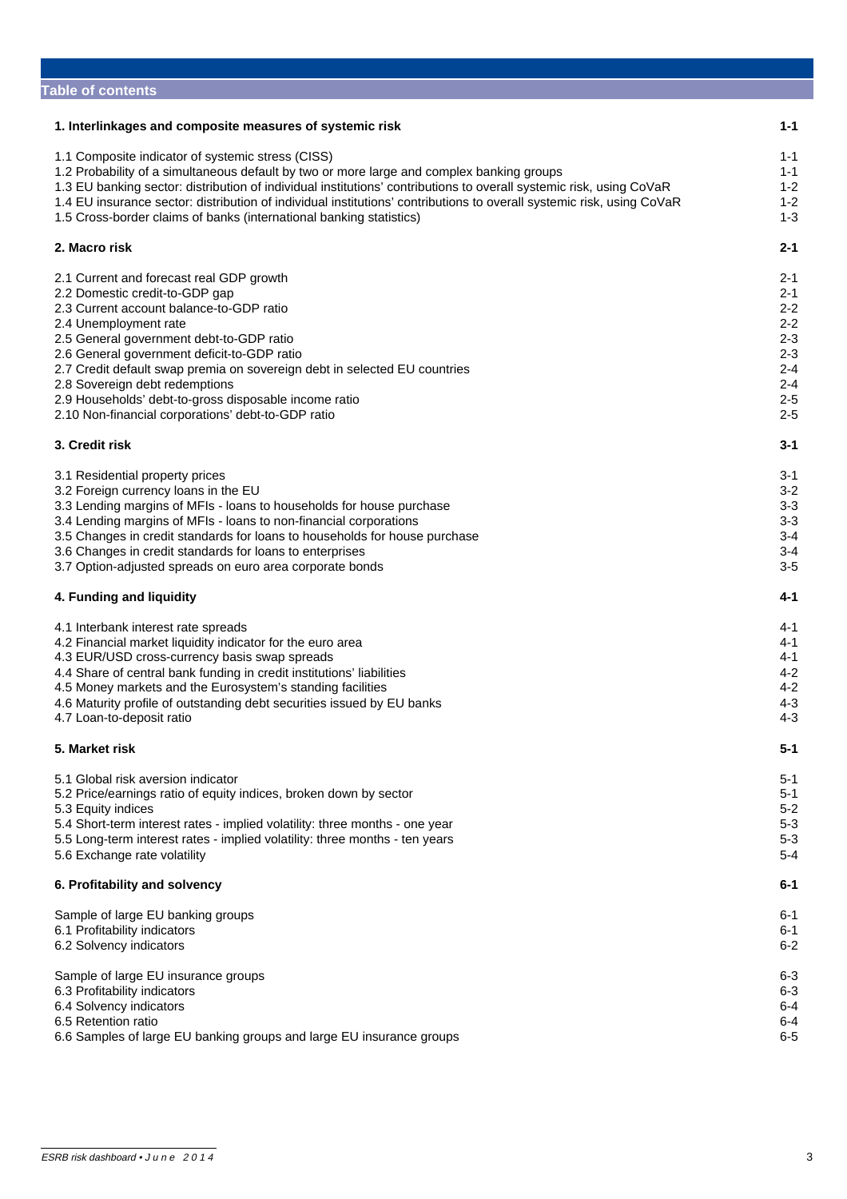## Table of contents

| | |
|---|---|
| **1. Interlinkages and composite measures of systemic risk** | **1-1** |
| 1.1 Composite indicator of systemic stress (CISS) | 1-1 |
| 1.2 Probability of a simultaneous default by two or more large and complex banking groups | 1-1 |
| 1.3 EU banking sector: distribution of individual institutions' contributions to overall systemic risk, using CoVaR | 1-2 |
| 1.4 EU insurance sector: distribution of individual institutions' contributions to overall systemic risk, using CoVaR | 1-2 |
| 1.5 Cross-border claims of banks (international banking statistics) | 1-3 |
| **2. Macro risk** | **2-1** |
| 2.1 Current and forecast real GDP growth | 2-1 |
| 2.2 Domestic credit-to-GDP gap | 2-1 |
| 2.3 Current account balance-to-GDP ratio | 2-2 |
| 2.4 Unemployment rate | 2-2 |
| 2.5 General government debt-to-GDP ratio | 2-3 |
| 2.6 General government deficit-to-GDP ratio | 2-3 |
| 2.7 Credit default swap premia on sovereign debt in selected EU countries | 2-4 |
| 2.8 Sovereign debt redemptions | 2-4 |
| 2.9 Households' debt-to-gross disposable income ratio | 2-5 |
| 2.10 Non-financial corporations' debt-to-GDP ratio | 2-5 |
| **3. Credit risk** | **3-1** |
| 3.1 Residential property prices | 3-1 |
| 3.2 Foreign currency loans in the EU | 3-2 |
| 3.3 Lending margins of MFIs - loans to households for house purchase | 3-3 |
| 3.4 Lending margins of MFIs - loans to non-financial corporations | 3-3 |
| 3.5 Changes in credit standards for loans to households for house purchase | 3-4 |
| 3.6 Changes in credit standards for loans to enterprises | 3-4 |
| 3.7 Option-adjusted spreads on euro area corporate bonds | 3-5 |
| **4. Funding and liquidity** | **4-1** |
| 4.1 Interbank interest rate spreads | 4-1 |
| 4.2 Financial market liquidity indicator for the euro area | 4-1 |
| 4.3 EUR/USD cross-currency basis swap spreads | 4-1 |
| 4.4 Share of central bank funding in credit institutions' liabilities | 4-2 |
| 4.5 Money markets and the Eurosystem's standing facilities | 4-2 |
| 4.6 Maturity profile of outstanding debt securities issued by EU banks | 4-3 |
| 4.7 Loan-to-deposit ratio | 4-3 |
| **5. Market risk** | **5-1** |
| 5.1 Global risk aversion indicator | 5-1 |
| 5.2 Price/earnings ratio of equity indices, broken down by sector | 5-1 |
| 5.3 Equity indices | 5-2 |
| 5.4 Short-term interest rates - implied volatility: three months - one year | 5-3 |
| 5.5 Long-term interest rates - implied volatility: three months - ten years | 5-3 |
| 5.6 Exchange rate volatility | 5-4 |
| **6. Profitability and solvency** | **6-1** |
| Sample of large EU banking groups | 6-1 |
| 6.1 Profitability indicators | 6-1 |
| 6.2 Solvency indicators | 6-2 |
| Sample of large EU insurance groups | 6-3 |
| 6.3 Profitability indicators | 6-3 |
| 6.4 Solvency indicators | 6-4 |
| 6.5 Retention ratio | 6-4 |
| 6.6 Samples of large EU banking groups and large EU insurance groups | 6-5 |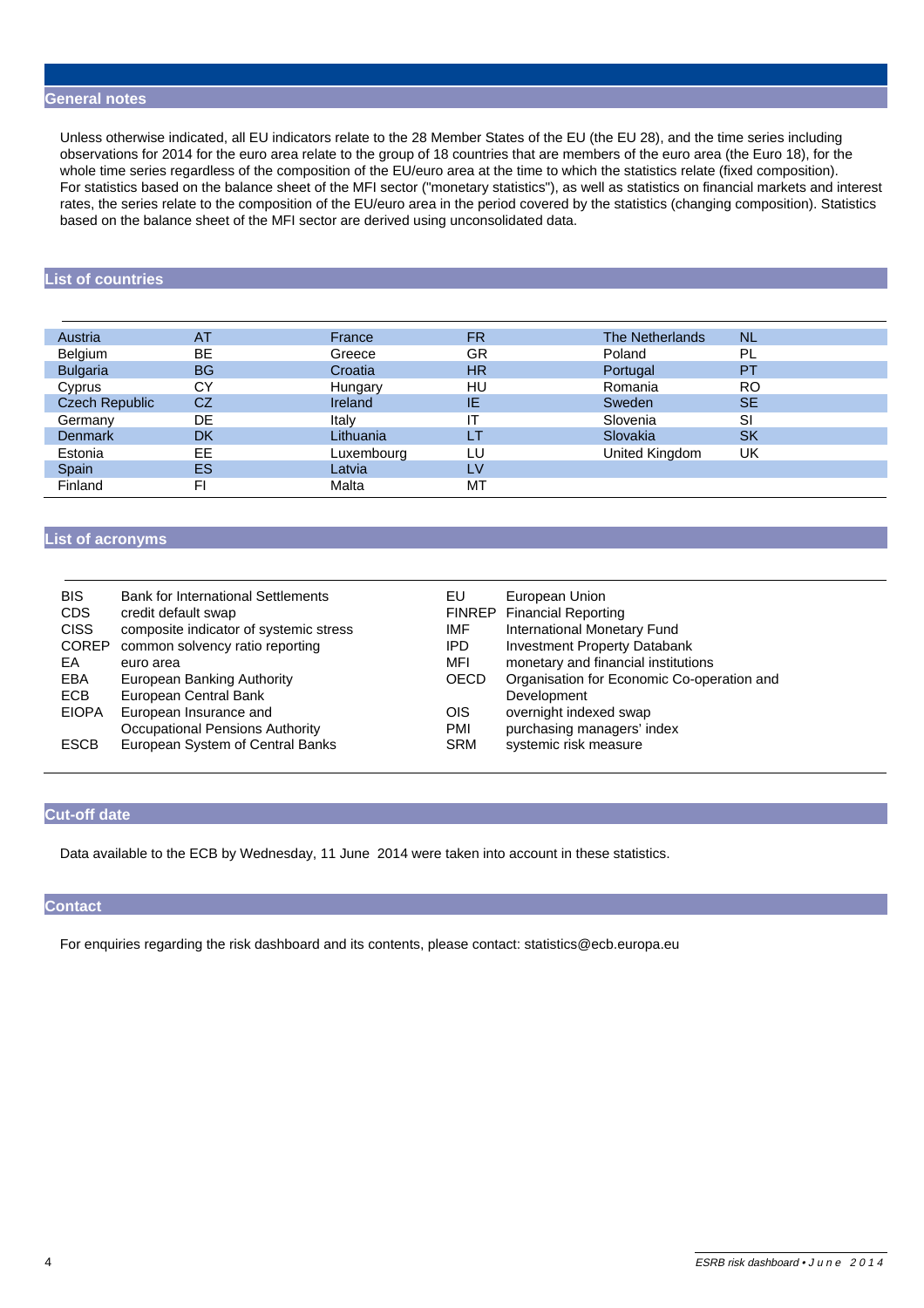## General notes

Unless otherwise indicated, all EU indicators relate to the 28 Member States of the EU (the EU 28), and the time series including observations for 2014 for the euro area relate to the group of 18 countries that are members of the euro area (the Euro 18), for the whole time series regardless of the composition of the EU/euro area at the time to which the statistics relate (fixed composition). For statistics based on the balance sheet of the MFI sector ("monetary statistics"), as well as statistics on financial markets and interest rates, the series relate to the composition of the EU/euro area in the period covered by the statistics (changing composition). Statistics based on the balance sheet of the MFI sector are derived using unconsolidated data.

## List of countries

| | | | | | |
|---|---|---|---|---|---|
| Austria | AT | France | FR | The Netherlands | NL |
| Belgium | BE | Greece | GR | Poland | PL |
| Bulgaria | BG | Croatia | HR | Portugal | PT |
| Cyprus | CY | Hungary | HU | Romania | RO |
| Czech Republic | CZ | Ireland | IE | Sweden | SE |
| Germany | DE | Italy | IT | Slovenia | SI |
| Denmark | DK | Lithuania | LT | Slovakia | SK |
| Estonia | EE | Luxembourg | LU | United Kingdom | UK |
| Spain | ES | Latvia | LV | | |
| Finland | FI | Malta | MT | | |

## List of acronyms

| | | | |
|---|---|---|---|
| BIS | Bank for International Settlements | EU | European Union |
| CDS | credit default swap | FINREP | Financial Reporting |
| CISS | composite indicator of systemic stress | IMF | International Monetary Fund |
| COREP | common solvency ratio reporting | IPD | Investment Property Databank |
| EA | euro area | MFI | monetary and financial institutions |
| EBA | European Banking Authority | OECD | Organisation for Economic Co-operation and Development |
| ECB | European Central Bank | OIS | overnight indexed swap |
| EIOPA | European Insurance and Occupational Pensions Authority | PMI | purchasing managers' index |
| ESCB | European System of Central Banks | SRM | systemic risk measure |

## Cut-off date

Data available to the ECB by Wednesday, 11 June 2014 were taken into account in these statistics.

## Contact

For enquiries regarding the risk dashboard and its contents, please contact: statistics@ecb.europa.eu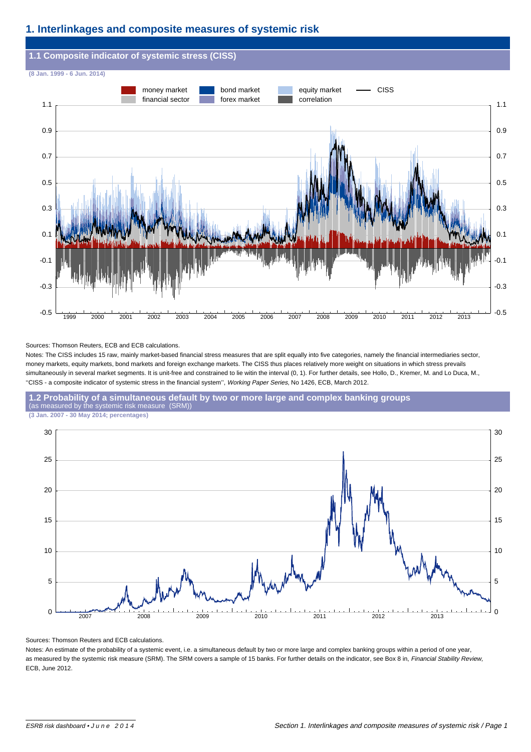# 1. Interlinkages and composite measures of systemic risk

## 1.1 Composite indicator of systemic stress (CISS)

**(8 Jan. 1999 - 6 Jun. 2014)**

Sources: Thomson Reuters, ECB and ECB calculations.

Notes: The CISS includes 15 raw, mainly market-based financial stress measures that are split equally into five categories, namely the financial intermediaries sector, money markets, equity markets, bond markets and foreign exchange markets. The CISS thus places relatively more weight on situations in which stress prevails simultaneously in several market segments. It is unit-free and constrained to lie witin the interval (0, 1). For further details, see Hollo, D., Kremer, M. and Lo Duca, M., ''CISS - a composite indicator of systemic stress in the financial system'', *Working Paper Series*, No 1426, ECB, March 2012.

## 1.2 Probability of a simultaneous default by two or more large and complex banking groups

(as measured by the systemic risk measure (SRM))

**(3 Jan. 2007 - 30 May 2014; percentages)**

Sources: Thomson Reuters and ECB calculations.

Notes: An estimate of the probability of a systemic event, i.e. a simultaneous default by two or more large and complex banking groups within a period of one year, as measured by the systemic risk measure (SRM). The SRM covers a sample of 15 banks. For further details on the indicator, see Box 8 in, *Financial Stability Review*, ECB, June 2012.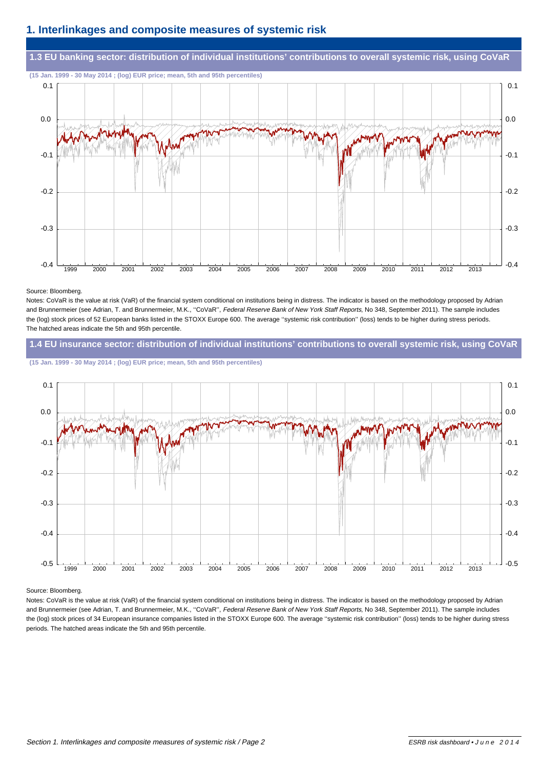## 1. Interlinkages and composite measures of systemic risk

### 1.3 EU banking sector: distribution of individual institutions' contributions to overall systemic risk, using CoVaR

(15 Jan. 1999 - 30 May 2014 ; (log) EUR price; mean, 5th and 95th percentiles)

Source: Bloomberg.

Notes: CoVaR is the value at risk (VaR) of the financial system conditional on institutions being in distress. The indicator is based on the methodology proposed by Adrian and Brunnermeier (see Adrian, T. and Brunnermeier, M.K., ''CoVaR'', *Federal Reserve Bank of New York Staff Reports*, No 348, September 2011). The sample includes the (log) stock prices of 52 European banks listed in the STOXX Europe 600. The average ''systemic risk contribution'' (loss) tends to be higher during stress periods. The hatched areas indicate the 5th and 95th percentile.

### 1.4 EU insurance sector: distribution of individual institutions' contributions to overall systemic risk, using CoVaR

(15 Jan. 1999 - 30 May 2014 ; (log) EUR price; mean, 5th and 95th percentiles)

Source: Bloomberg.

Notes: CoVaR is the value at risk (VaR) of the financial system conditional on institutions being in distress. The indicator is based on the methodology proposed by Adrian and Brunnermeier (see Adrian, T. and Brunnermeier, M.K., ''CoVaR'', *Federal Reserve Bank of New York Staff Reports*, No 348, September 2011). The sample includes the (log) stock prices of 34 European insurance companies listed in the STOXX Europe 600. The average ''systemic risk contribution'' (loss) tends to be higher during stress periods. The hatched areas indicate the 5th and 95th percentile.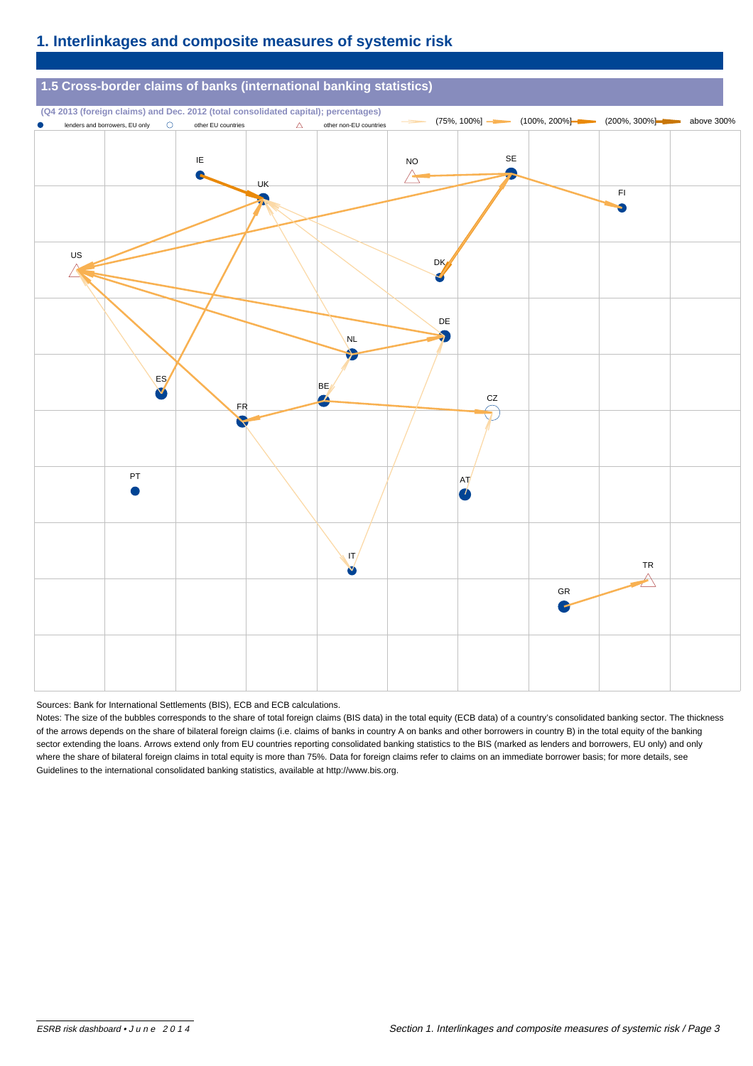# 1. Interlinkages and composite measures of systemic risk

## 1.5 Cross-border claims of banks (international banking statistics)

(Q4 2013 (foreign claims) and Dec. 2012 (total consolidated capital); percentages)

lenders and borrowers, EU only | other EU countries | other non-EU countries | (75%, 100%] | (100%, 200%] | (200%, 300%] | above 300%

IE, UK, NO, SE, FI, US, DK, DE, NL, ES, BE, CZ, FR, PT, AT, IT, TR, GR

Sources: Bank for International Settlements (BIS), ECB and ECB calculations.

Notes: The size of the bubbles corresponds to the share of total foreign claims (BIS data) in the total equity (ECB data) of a country's consolidated banking sector. The thickness of the arrows depends on the share of bilateral foreign claims (i.e. claims of banks in country A on banks and other borrowers in country B) in the total equity of the banking sector extending the loans. Arrows extend only from EU countries reporting consolidated banking statistics to the BIS (marked as lenders and borrowers, EU only) and only where the share of bilateral foreign claims in total equity is more than 75%. Data for foreign claims refer to claims on an immediate borrower basis; for more details, see Guidelines to the international consolidated banking statistics, available at http://www.bis.org.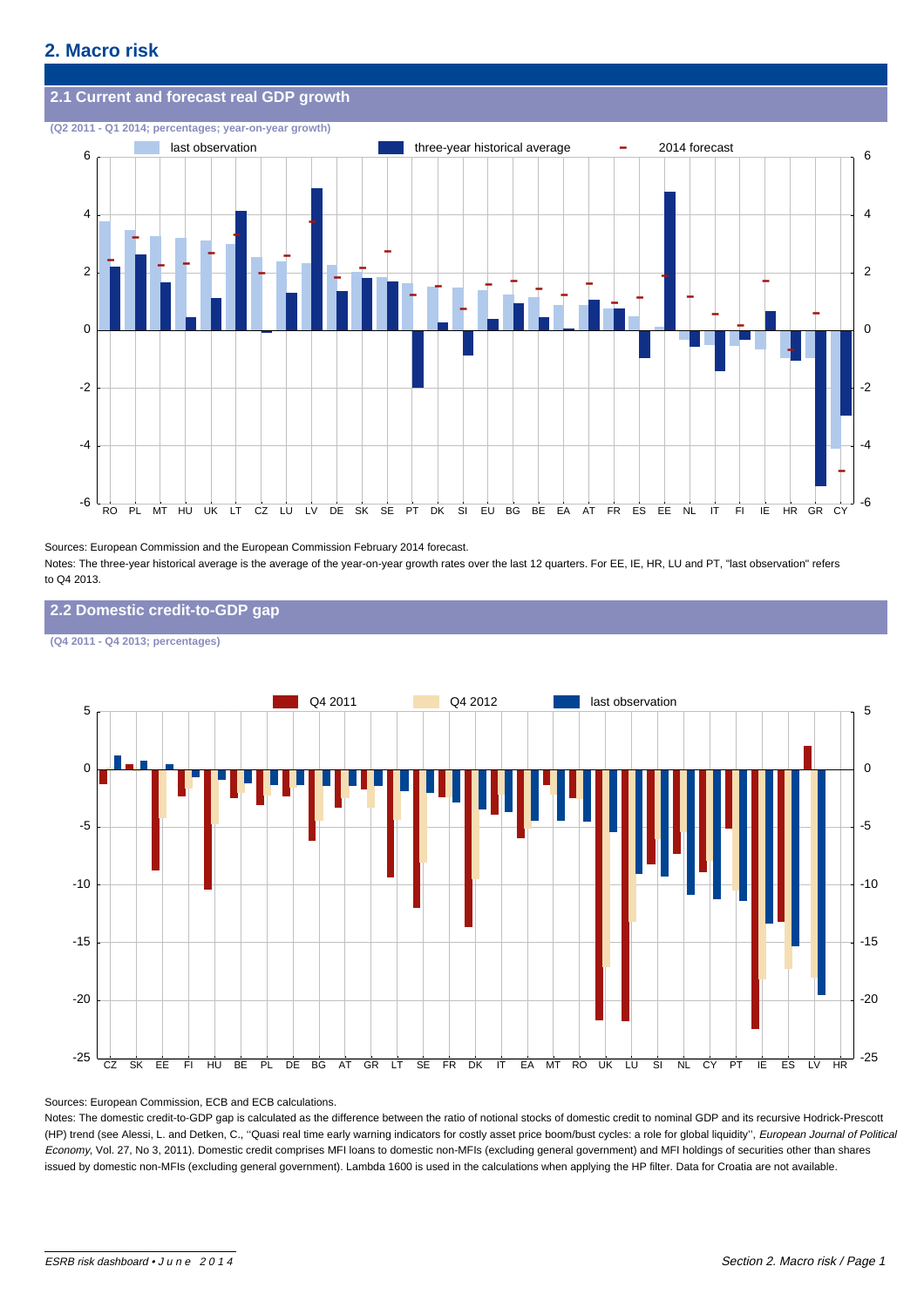## 2. Macro risk

### 2.1 Current and forecast real GDP growth

(Q2 2011 - Q1 2014; percentages; year-on-year growth)

Sources: European Commission and the European Commission February 2014 forecast.

Notes: The three-year historical average is the average of the year-on-year growth rates over the last 12 quarters. For EE, IE, HR, LU and PT, "last observation" refers to Q4 2013.

### 2.2 Domestic credit-to-GDP gap

(Q4 2011 - Q4 2013; percentages)

Sources: European Commission, ECB and ECB calculations.

Notes: The domestic credit-to-GDP gap is calculated as the difference between the ratio of notional stocks of domestic credit to nominal GDP and its recursive Hodrick-Prescott (HP) trend (see Alessi, L. and Detken, C., "Quasi real time early warning indicators for costly asset price boom/bust cycles: a role for global liquidity", *European Journal of Political Economy*, Vol. 27, No 3, 2011). Domestic credit comprises MFI loans to domestic non-MFIs (excluding general government) and MFI holdings of securities other than shares issued by domestic non-MFIs (excluding general government). Lambda 1600 is used in the calculations when applying the HP filter. Data for Croatia are not available.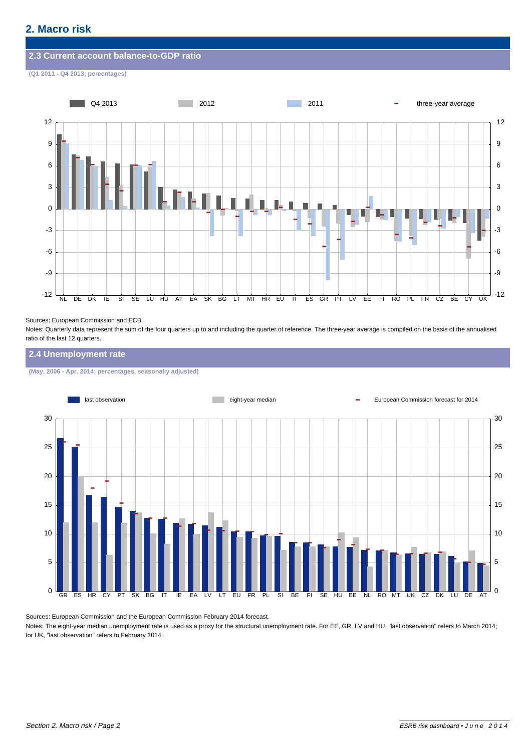## 2. Macro risk

### 2.3 Current account balance-to-GDP ratio

(Q1 2011 - Q4 2013; percentages)

Q4 2013 | 2012 | 2011 | three-year average

NL DE DK IE SI SE LU HU AT EA SK BG LT MT HR EU IT ES GR PT LV EE FI RO PL FR CZ BE CY UK

Sources: European Commission and ECB.

Notes: Quarterly data represent the sum of the four quarters up to and including the quarter of reference. The three-year average is compiled on the basis of the annualised ratio of the last 12 quarters.

### 2.4 Unemployment rate

(May. 2006 - Apr. 2014; percentages, seasonally adjusted)

last observation | eight-year median | European Commission forecast for 2014

GR ES HR CY PT SK BG IT IE EA LV LT EU FR PL SI BE FI SE HU EE NL RO MT UK CZ DK LU DE AT

Sources: European Commission and the European Commission February 2014 forecast.

Notes: The eight-year median unemployment rate is used as a proxy for the structural unemployment rate. For EE, GR, LV and HU, "last observation" refers to March 2014; for UK, "last observation" refers to February 2014.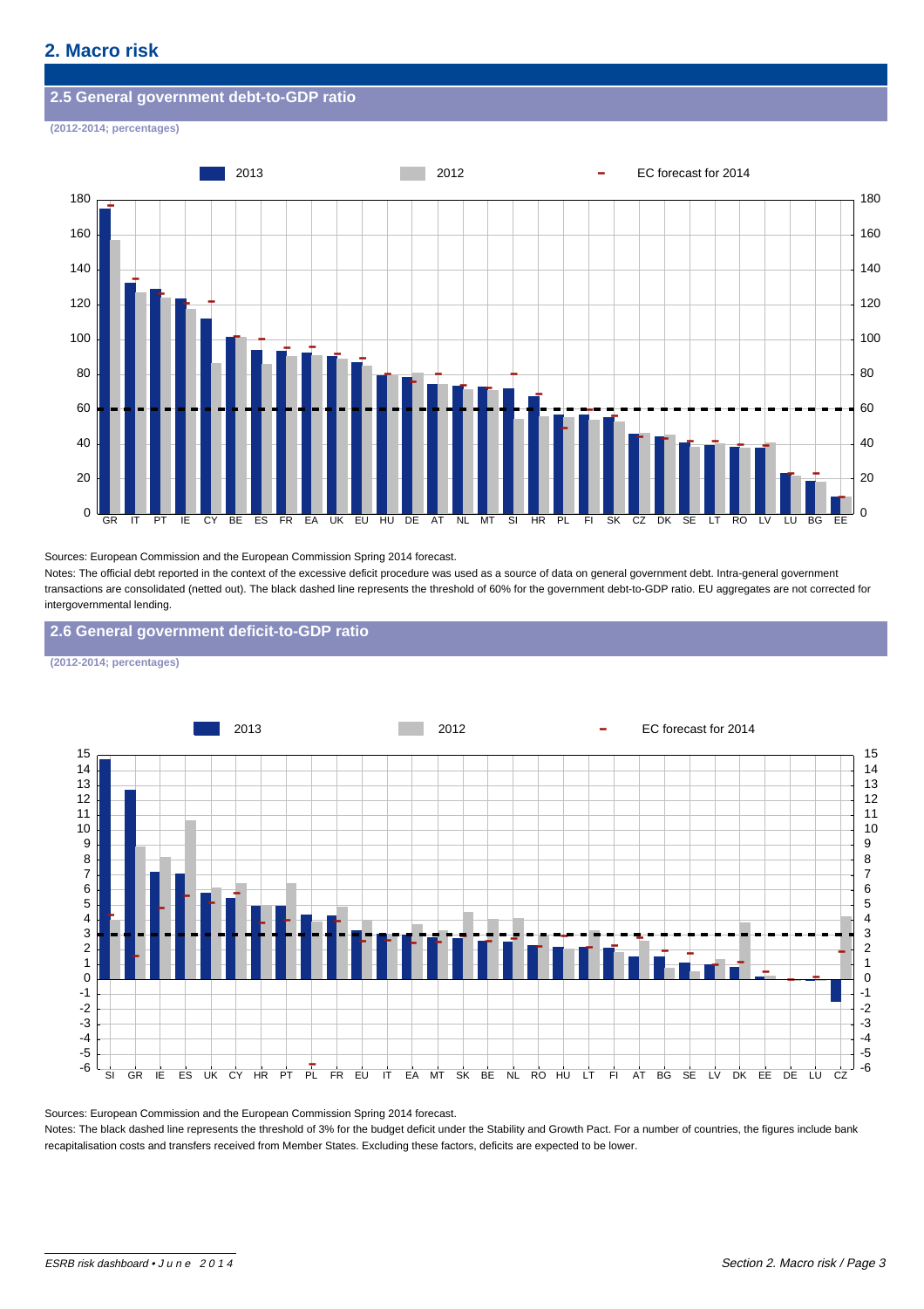## 2. Macro risk

### 2.5 General government debt-to-GDP ratio

(2012-2014; percentages)

Sources: European Commission and the European Commission Spring 2014 forecast.

Notes: The official debt reported in the context of the excessive deficit procedure was used as a source of data on general government debt. Intra-general government transactions are consolidated (netted out). The black dashed line represents the threshold of 60% for the government debt-to-GDP ratio. EU aggregates are not corrected for intergovernmental lending.

### 2.6 General government deficit-to-GDP ratio

(2012-2014; percentages)

Sources: European Commission and the European Commission Spring 2014 forecast.

Notes: The black dashed line represents the threshold of 3% for the budget deficit under the Stability and Growth Pact. For a number of countries, the figures include bank recapitalisation costs and transfers received from Member States. Excluding these factors, deficits are expected to be lower.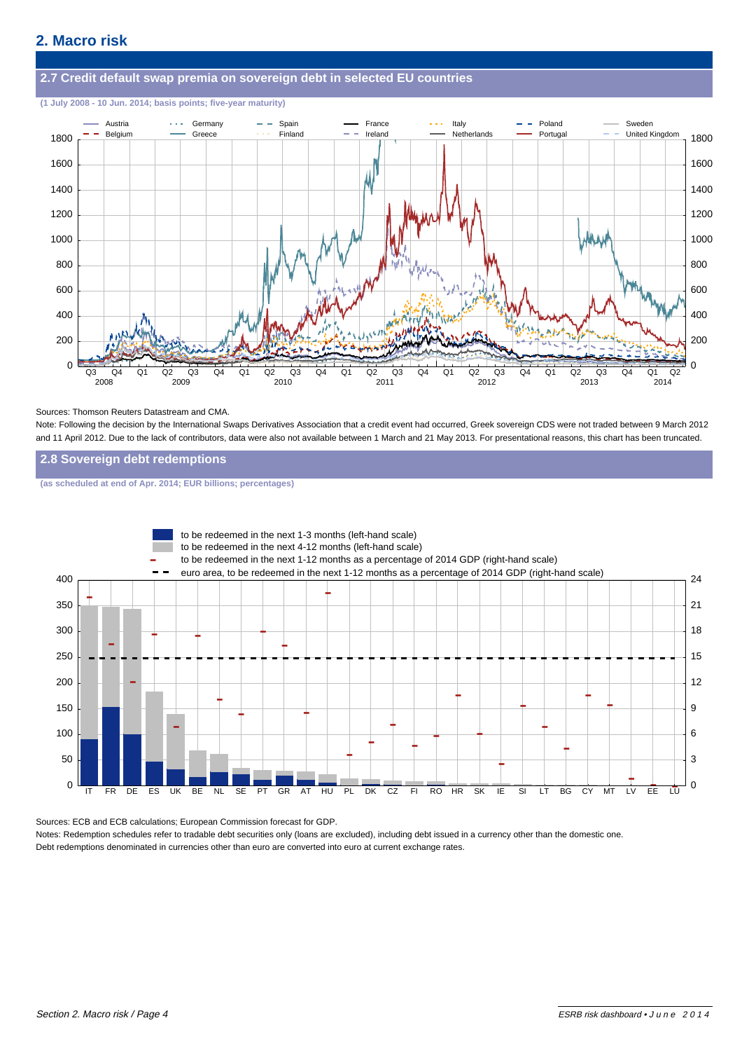## 2. Macro risk

### 2.7 Credit default swap premia on sovereign debt in selected EU countries

(1 July 2008 - 10 Jun. 2014; basis points; five-year maturity)

Sources: Thomson Reuters Datastream and CMA.

Note: Following the decision by the International Swaps Derivatives Association that a credit event had occurred, Greek sovereign CDS were not traded between 9 March 2012 and 11 April 2012. Due to the lack of contributors, data were also not available between 1 March and 21 May 2013. For presentational reasons, this chart has been truncated.

### 2.8 Sovereign debt redemptions

(as scheduled at end of Apr. 2014; EUR billions; percentages)

Sources: ECB and ECB calculations; European Commission forecast for GDP.

Notes: Redemption schedules refer to tradable debt securities only (loans are excluded), including debt issued in a currency other than the domestic one. Debt redemptions denominated in currencies other than euro are converted into euro at current exchange rates.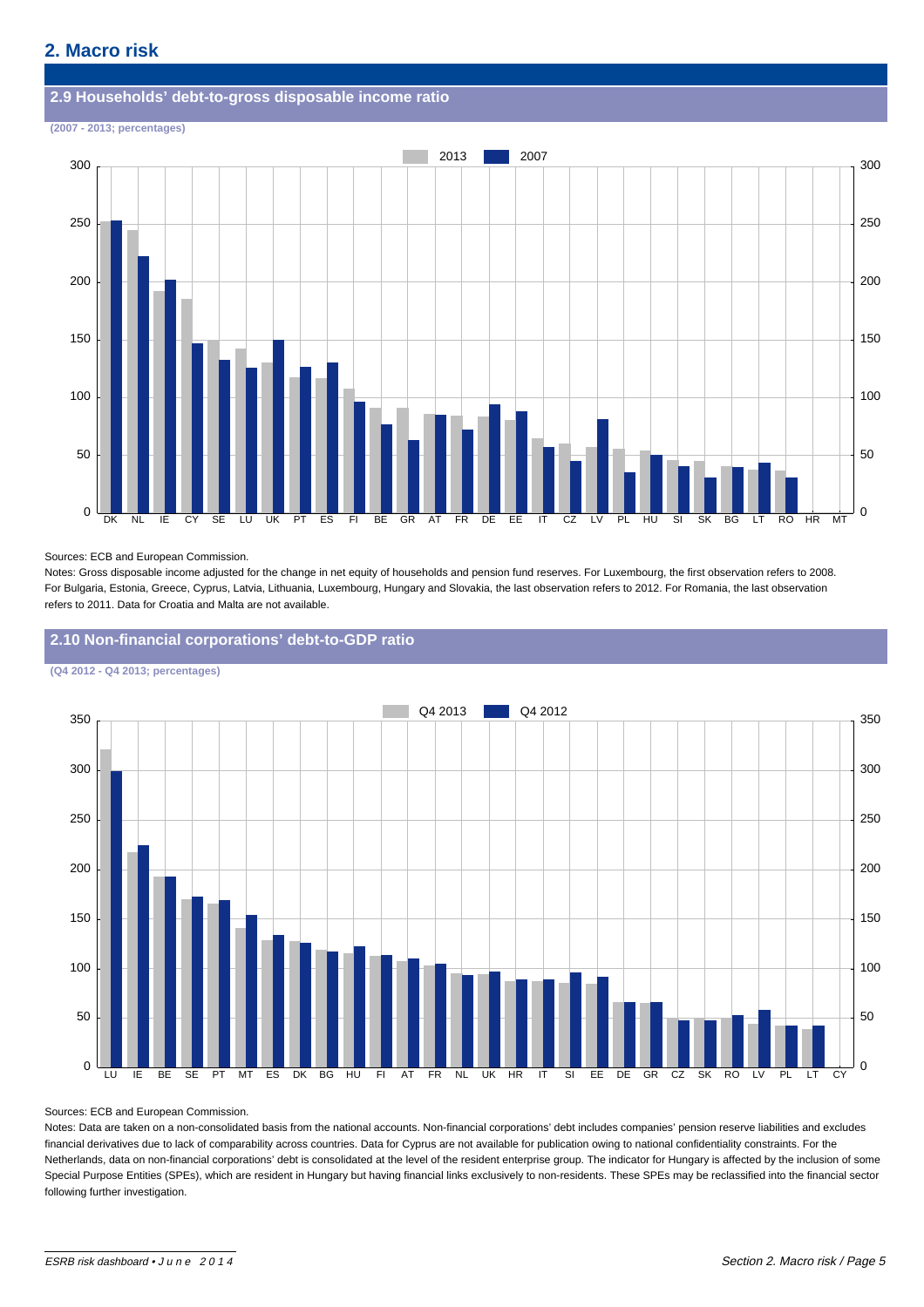## 2. Macro risk

### 2.9 Households' debt-to-gross disposable income ratio

**(2007 - 2013; percentages)**

Sources: ECB and European Commission.

Notes: Gross disposable income adjusted for the change in net equity of households and pension fund reserves. For Luxembourg, the first observation refers to 2008. For Bulgaria, Estonia, Greece, Cyprus, Latvia, Lithuania, Luxembourg, Hungary and Slovakia, the last observation refers to 2012. For Romania, the last observation refers to 2011. Data for Croatia and Malta are not available.

### 2.10 Non-financial corporations' debt-to-GDP ratio

**(Q4 2012 - Q4 2013; percentages)**

Sources: ECB and European Commission.

Notes: Data are taken on a non-consolidated basis from the national accounts. Non-financial corporations' debt includes companies' pension reserve liabilities and excludes financial derivatives due to lack of comparability across countries. Data for Cyprus are not available for publication owing to national confidentiality constraints. For the Netherlands, data on non-financial corporations' debt is consolidated at the level of the resident enterprise group. The indicator for Hungary is affected by the inclusion of some Special Purpose Entities (SPEs), which are resident in Hungary but having financial links exclusively to non-residents. These SPEs may be reclassified into the financial sector following further investigation.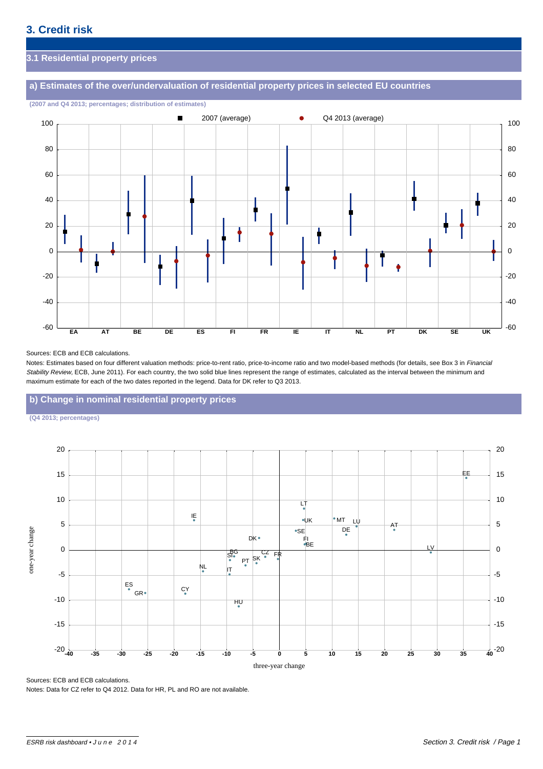# 3. Credit risk

## 3.1 Residential property prices

### a) Estimates of the over/undervaluation of residential property prices in selected EU countries

(2007 and Q4 2013; percentages; distribution of estimates)

Sources: ECB and ECB calculations.

Notes: Estimates based on four different valuation methods: price-to-rent ratio, price-to-income ratio and two model-based methods (for details, see Box 3 in *Financial Stability Review*, ECB, June 2011). For each country, the two solid blue lines represent the range of estimates, calculated as the interval between the minimum and maximum estimate for each of the two dates reported in the legend. Data for DK refer to Q3 2013.

### b) Change in nominal residential property prices

(Q4 2013; percentages)

Sources: ECB and ECB calculations.

Notes: Data for CZ refer to Q4 2012. Data for HR, PL and RO are not available.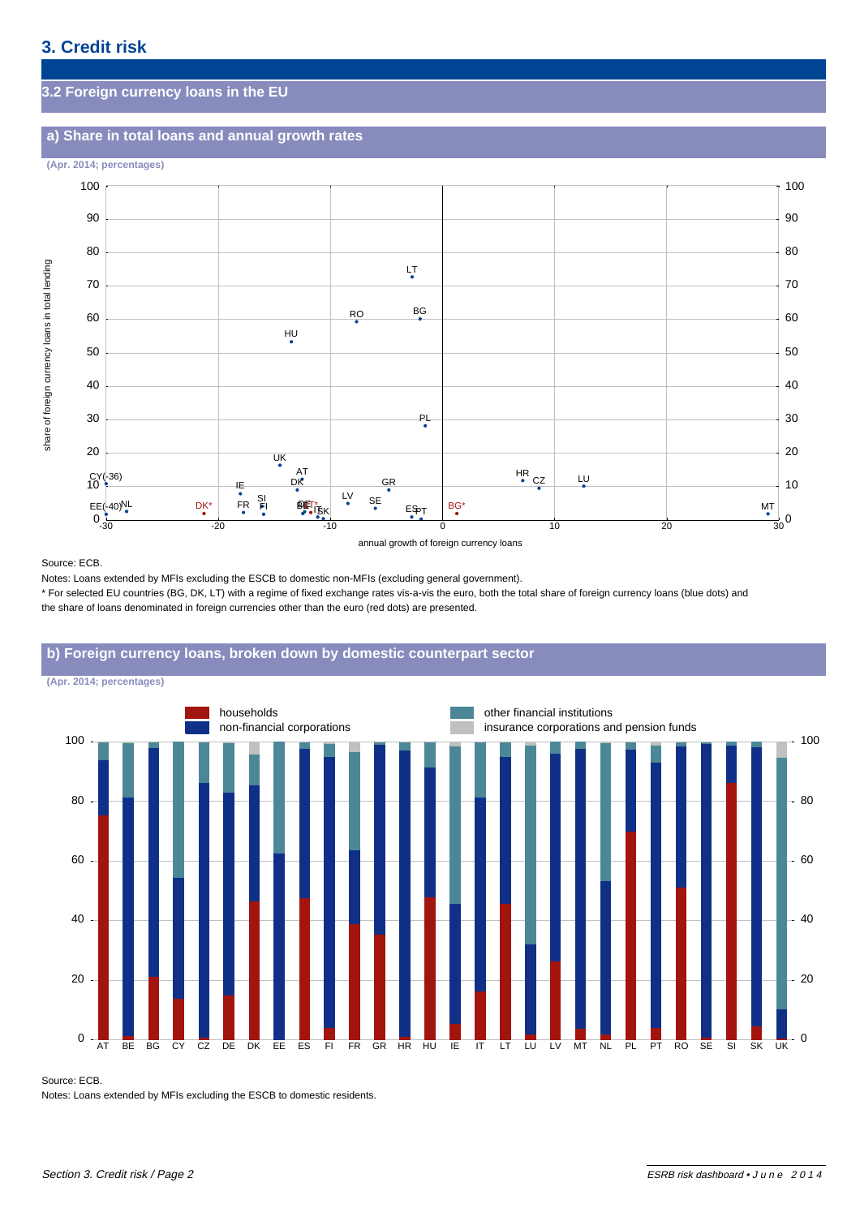# 3. Credit risk

## 3.2 Foreign currency loans in the EU

### a) Share in total loans and annual growth rates

(Apr. 2014; percentages)

Source: ECB.

Notes: Loans extended by MFIs excluding the ESCB to domestic non-MFIs (excluding general government).

* For selected EU countries (BG, DK, LT) with a regime of fixed exchange rates vis-a-vis the euro, both the total share of foreign currency loans (blue dots) and the share of loans denominated in foreign currencies other than the euro (red dots) are presented.

### b) Foreign currency loans, broken down by domestic counterpart sector

(Apr. 2014; percentages)

Source: ECB.

Notes: Loans extended by MFIs excluding the ESCB to domestic residents.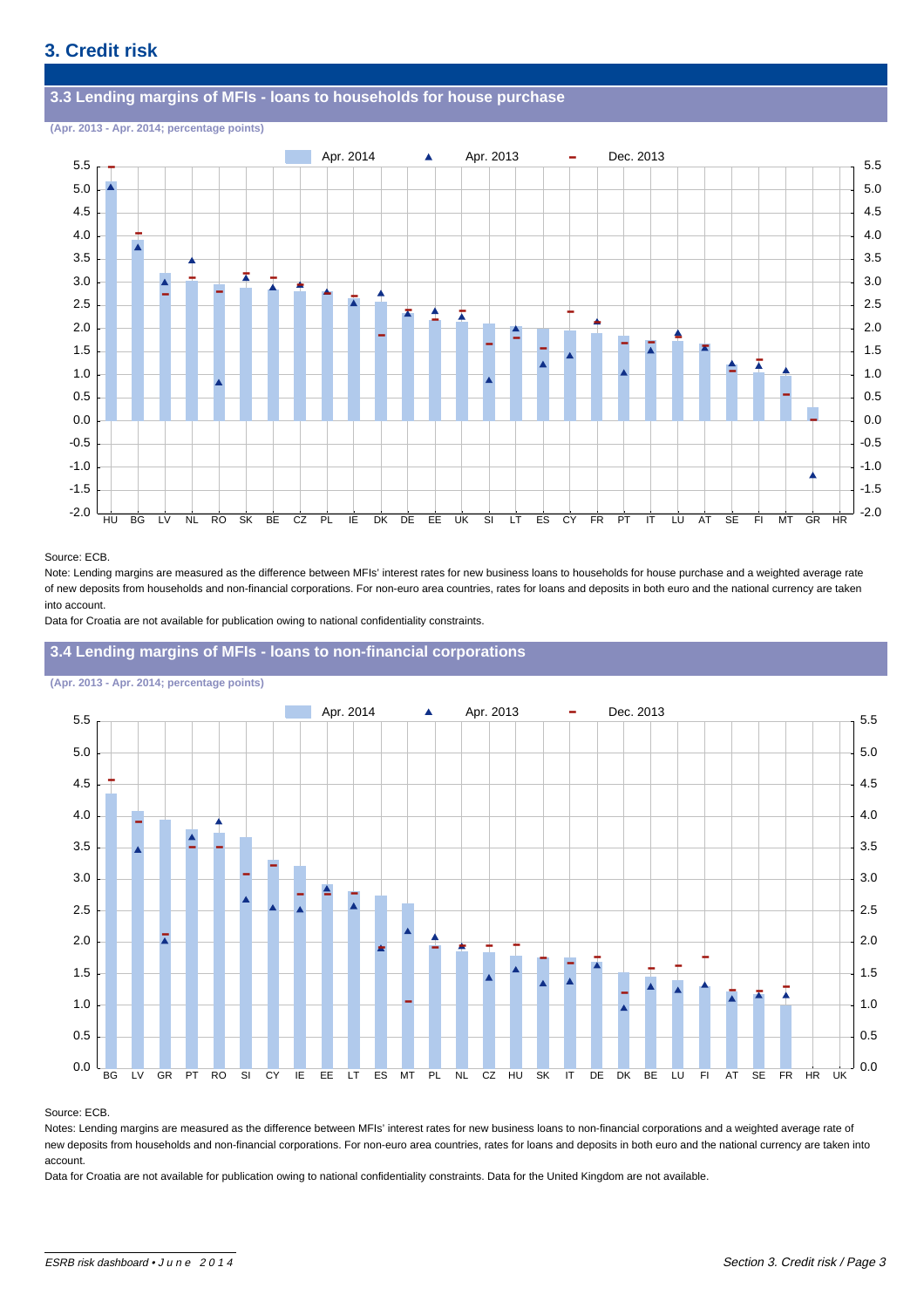## 3. Credit risk

### 3.3 Lending margins of MFIs - loans to households for house purchase

(Apr. 2013 - Apr. 2014; percentage points)

Source: ECB.

Note: Lending margins are measured as the difference between MFIs' interest rates for new business loans to households for house purchase and a weighted average rate of new deposits from households and non-financial corporations. For non-euro area countries, rates for loans and deposits in both euro and the national currency are taken into account.

Data for Croatia are not available for publication owing to national confidentiality constraints.

### 3.4 Lending margins of MFIs - loans to non-financial corporations

(Apr. 2013 - Apr. 2014; percentage points)

Source: ECB.

Notes: Lending margins are measured as the difference between MFIs' interest rates for new business loans to non-financial corporations and a weighted average rate of new deposits from households and non-financial corporations. For non-euro area countries, rates for loans and deposits in both euro and the national currency are taken into account.

Data for Croatia are not available for publication owing to national confidentiality constraints. Data for the United Kingdom are not available.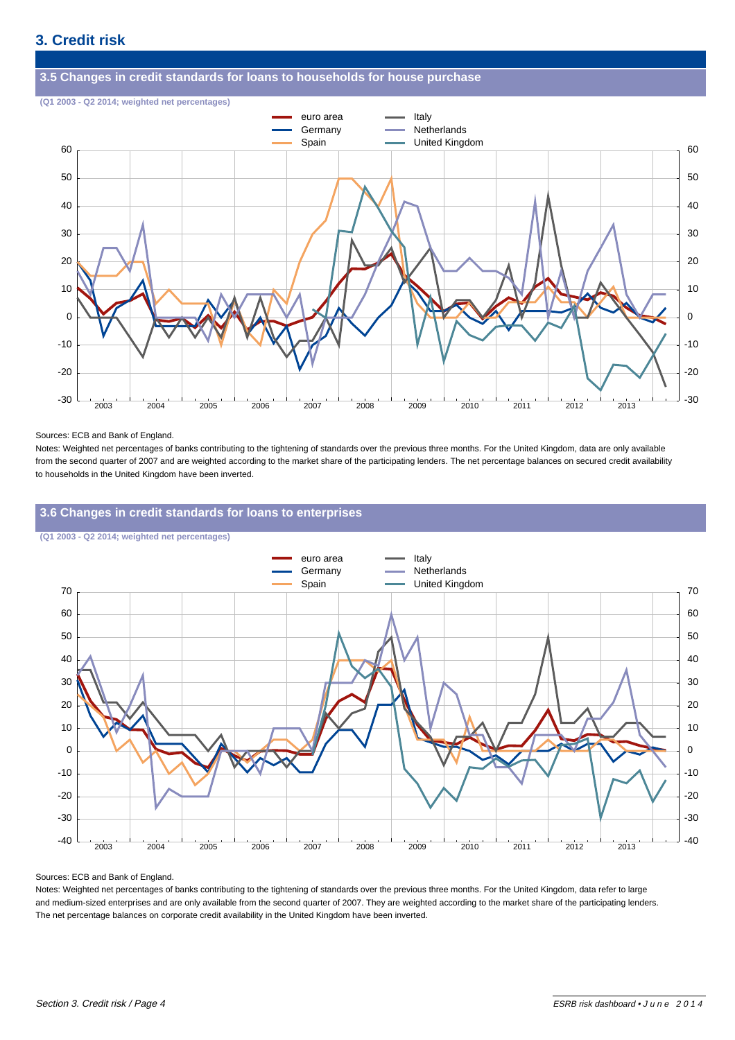## 3. Credit risk

### 3.5 Changes in credit standards for loans to households for house purchase

**(Q1 2003 - Q2 2014; weighted net percentages)**

Sources: ECB and Bank of England.

Notes: Weighted net percentages of banks contributing to the tightening of standards over the previous three months. For the United Kingdom, data are only available from the second quarter of 2007 and are weighted according to the market share of the participating lenders. The net percentage balances on secured credit availability to households in the United Kingdom have been inverted.

### 3.6 Changes in credit standards for loans to enterprises

**(Q1 2003 - Q2 2014; weighted net percentages)**

Sources: ECB and Bank of England.

Notes: Weighted net percentages of banks contributing to the tightening of standards over the previous three months. For the United Kingdom, data refer to large and medium-sized enterprises and are only available from the second quarter of 2007. They are weighted according to the market share of the participating lenders. The net percentage balances on corporate credit availability in the United Kingdom have been inverted.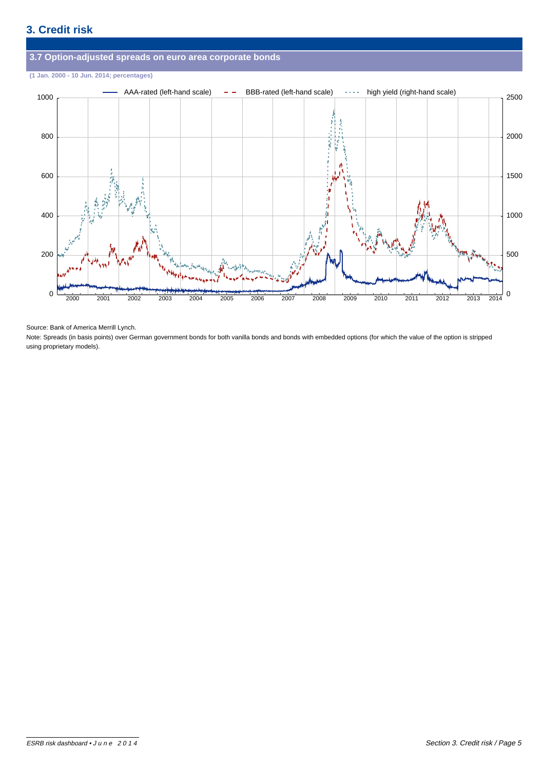# 3. Credit risk

## 3.7 Option-adjusted spreads on euro area corporate bonds

(1 Jan. 2000 - 10 Jun. 2014; percentages)

Source: Bank of America Merrill Lynch.

Note: Spreads (in basis points) over German government bonds for both vanilla bonds and bonds with embedded options (for which the value of the option is stripped using proprietary models).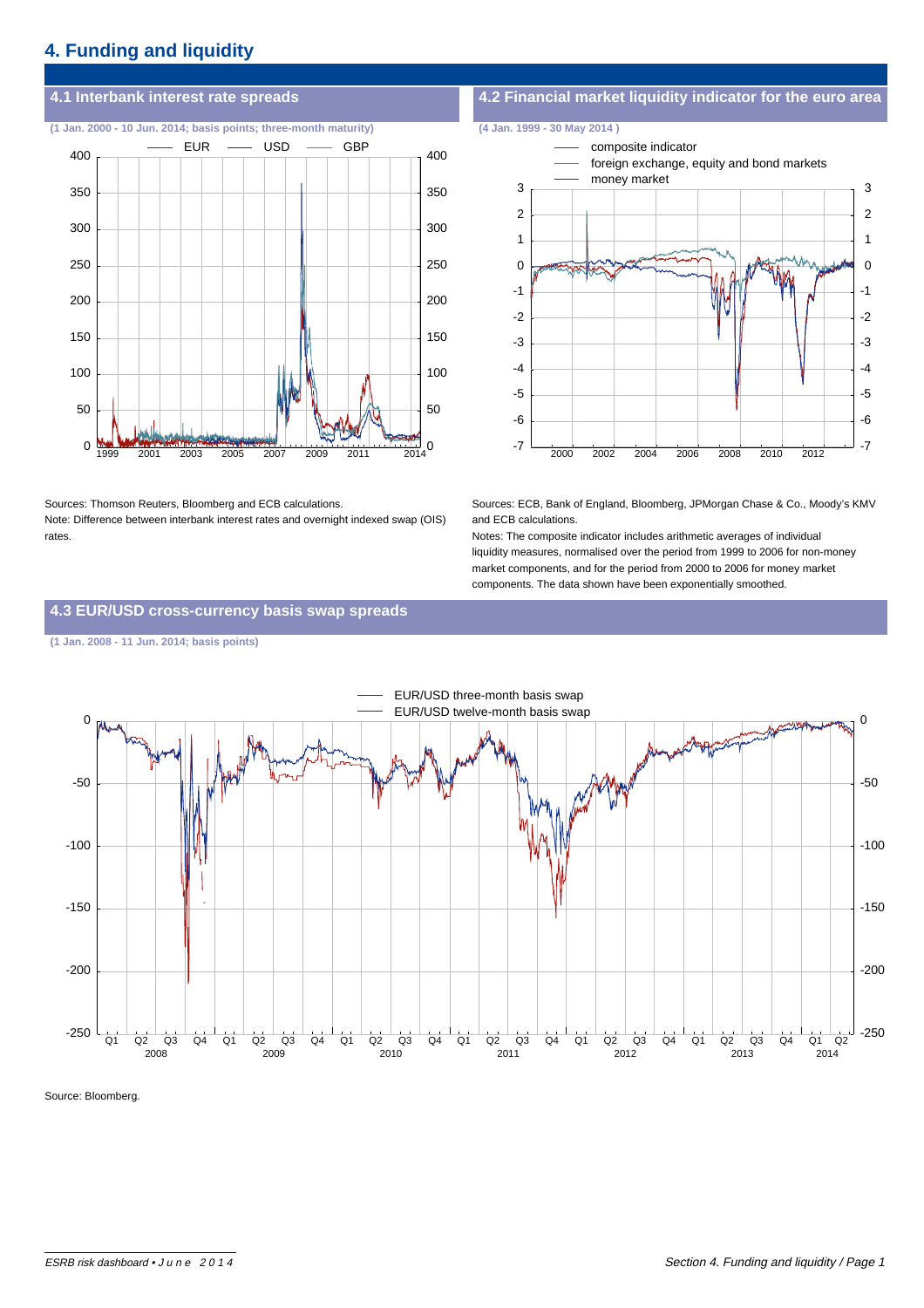## 4. Funding and liquidity

### 4.1 Interbank interest rate spreads

(1 Jan. 2000 - 10 Jun. 2014; basis points; three-month maturity)

Sources: Thomson Reuters, Bloomberg and ECB calculations.

Note: Difference between interbank interest rates and overnight indexed swap (OIS) rates.

### 4.2 Financial market liquidity indicator for the euro area

(4 Jan. 1999 - 30 May 2014 )

Sources: ECB, Bank of England, Bloomberg, JPMorgan Chase & Co., Moody's KMV and ECB calculations.

Notes: The composite indicator includes arithmetic averages of individual liquidity measures, normalised over the period from 1999 to 2006 for non-money market components, and for the period from 2000 to 2006 for money market components. The data shown have been exponentially smoothed.

### 4.3 EUR/USD cross-currency basis swap spreads

(1 Jan. 2008 - 11 Jun. 2014; basis points)

Source: Bloomberg.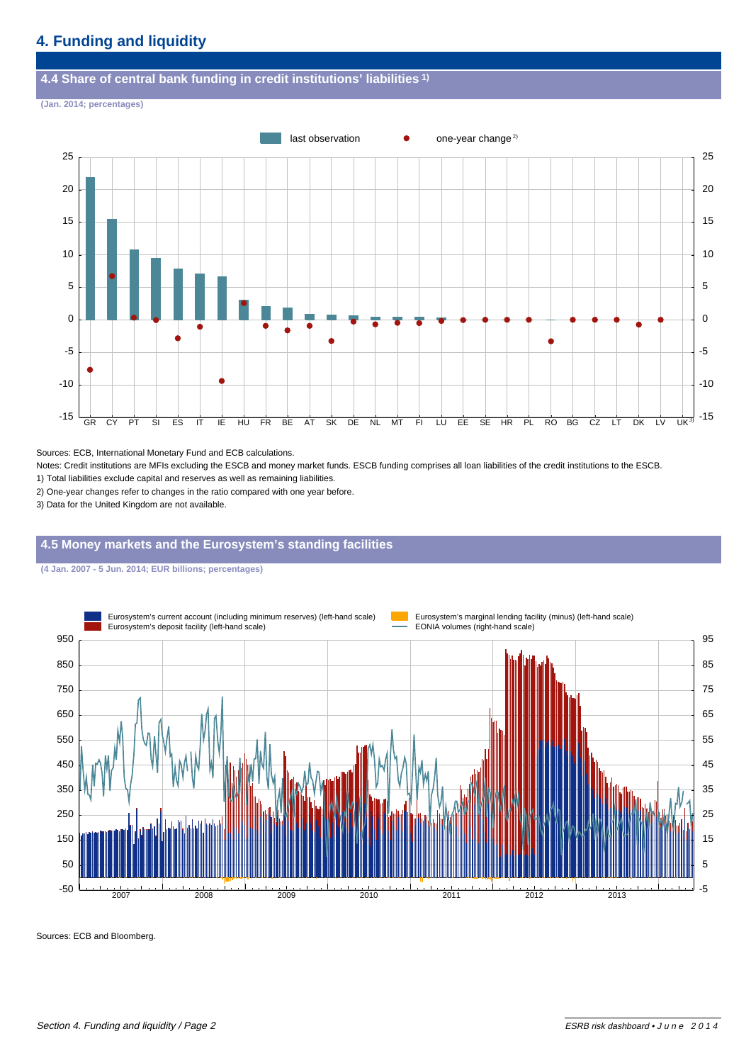# 4. Funding and liquidity

## 4.4 Share of central bank funding in credit institutions' liabilities [1)]

(Jan. 2014; percentages)

Sources: ECB, International Monetary Fund and ECB calculations.

Notes: Credit institutions are MFIs excluding the ESCB and money market funds. ESCB funding comprises all loan liabilities of the credit institutions to the ESCB.

1) Total liabilities exclude capital and reserves as well as remaining liabilities.

2) One-year changes refer to changes in the ratio compared with one year before.

3) Data for the United Kingdom are not available.

## 4.5 Money markets and the Eurosystem's standing facilities

(4 Jan. 2007 - 5 Jun. 2014; EUR billions; percentages)

Sources: ECB and Bloomberg.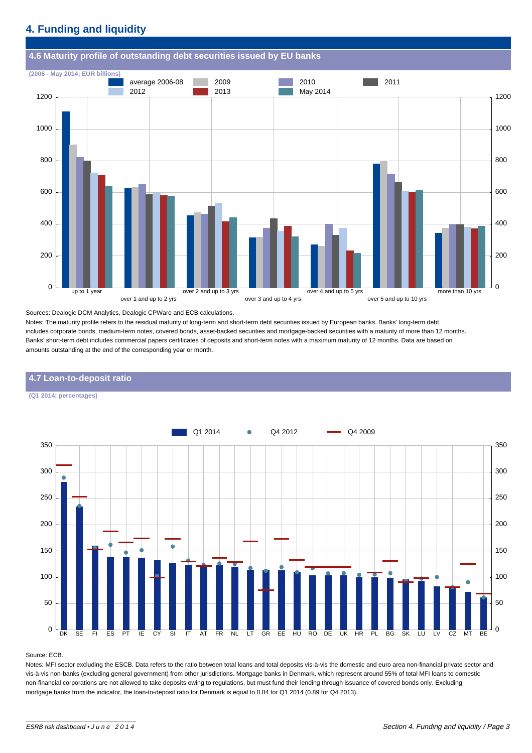## 4. Funding and liquidity

### 4.6 Maturity profile of outstanding debt securities issued by EU banks

(2006 - May 2014; EUR billions)

Sources: Dealogic DCM Analytics, Dealogic CPWare and ECB calculations.

Notes: The maturity profile refers to the residual maturity of long-term and short-term debt securities issued by European banks. Banks' long-term debt includes corporate bonds, medium-term notes, covered bonds, asset-backed securities and mortgage-backed securities with a maturity of more than 12 months. Banks' short-term debt includes commercial papers certificates of deposits and short-term notes with a maximum maturity of 12 months. Data are based on amounts outstanding at the end of the corresponding year or month.

### 4.7 Loan-to-deposit ratio

(Q1 2014; percentages)

Source: ECB.

Notes: MFI sector excluding the ESCB. Data refers to the ratio between total loans and total deposits vis-à-vis the domestic and euro area non-financial private sector and vis-à-vis non-banks (excluding general government) from other jurisdictions. Mortgage banks in Denmark, which represent around 55% of total MFI loans to domestic non-financial corporations are not allowed to take deposits owing to regulations, but must fund their lending through issuance of covered bonds only. Excluding mortgage banks from the indicator, the loan-to-deposit ratio for Denmark is equal to 0.84 for Q1 2014 (0.89 for Q4 2013).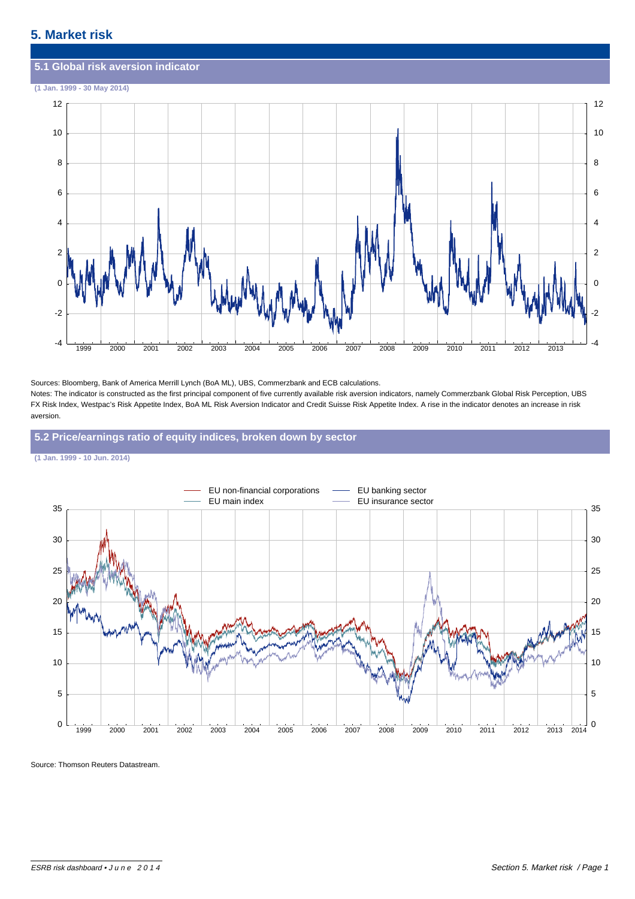## 5. Market risk

### 5.1 Global risk aversion indicator

(1 Jan. 1999 - 30 May 2014)

Sources: Bloomberg, Bank of America Merrill Lynch (BoA ML), UBS, Commerzbank and ECB calculations.

Notes: The indicator is constructed as the first principal component of five currently available risk aversion indicators, namely Commerzbank Global Risk Perception, UBS FX Risk Index, Westpac's Risk Appetite Index, BoA ML Risk Aversion Indicator and Credit Suisse Risk Appetite Index. A rise in the indicator denotes an increase in risk aversion.

### 5.2 Price/earnings ratio of equity indices, broken down by sector

(1 Jan. 1999 - 10 Jun. 2014)

Source: Thomson Reuters Datastream.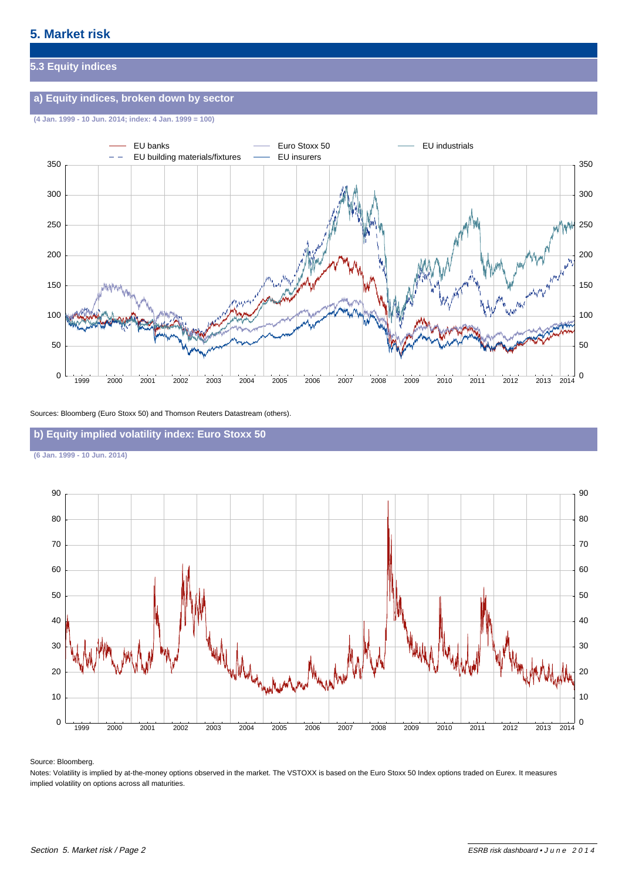# 5. Market risk

## 5.3 Equity indices

### a) Equity indices, broken down by sector

(4 Jan. 1999 - 10 Jun. 2014; index: 4 Jan. 1999 = 100)

Sources: Bloomberg (Euro Stoxx 50) and Thomson Reuters Datastream (others).

### b) Equity implied volatility index: Euro Stoxx 50

(6 Jan. 1999 - 10 Jun. 2014)

Source: Bloomberg.

Notes: Volatility is implied by at-the-money options observed in the market. The VSTOXX is based on the Euro Stoxx 50 Index options traded on Eurex. It measures implied volatility on options across all maturities.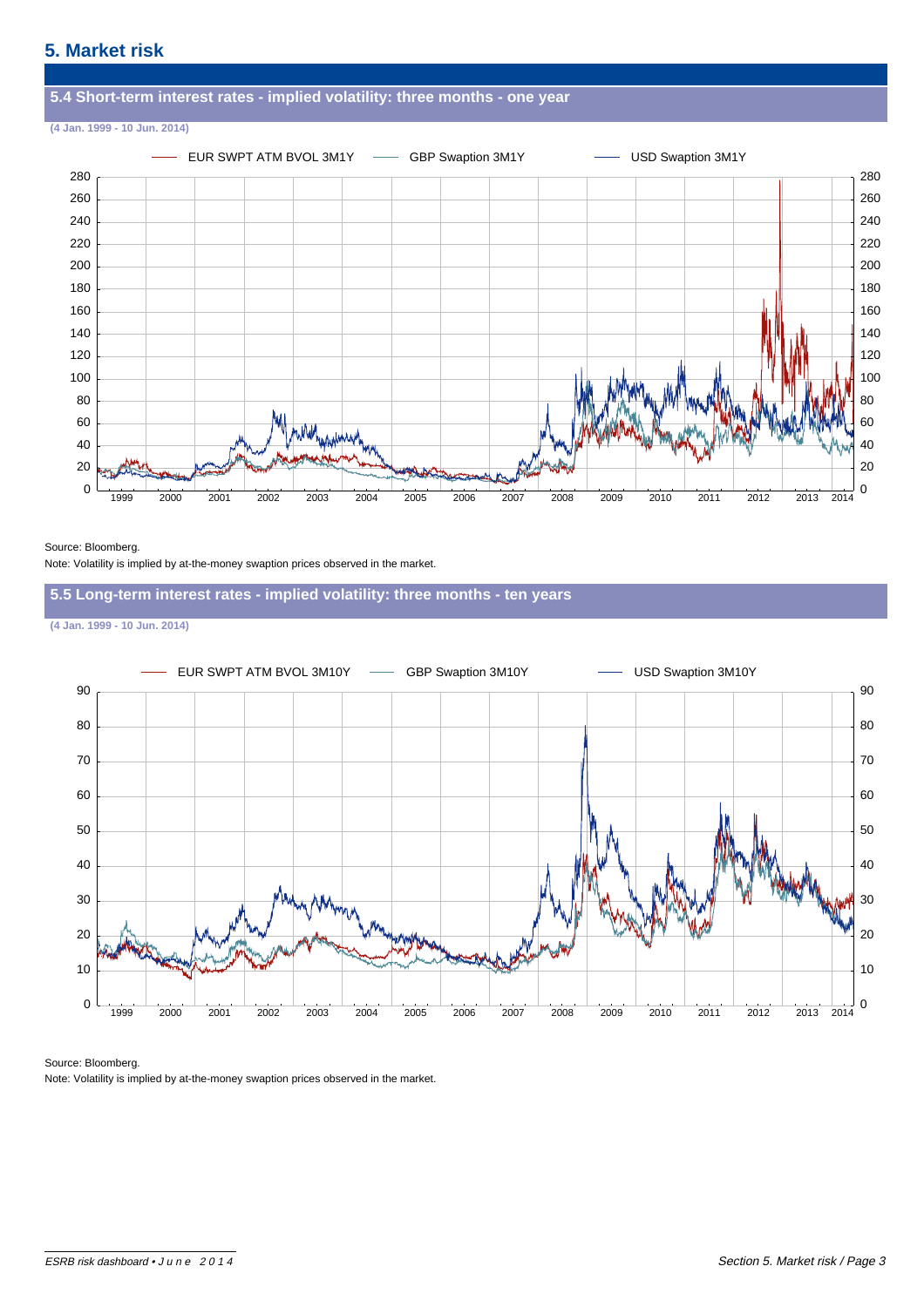## 5. Market risk

### 5.4 Short-term interest rates - implied volatility: three months - one year

(4 Jan. 1999 - 10 Jun. 2014)

Source: Bloomberg.

Note: Volatility is implied by at-the-money swaption prices observed in the market.

### 5.5 Long-term interest rates - implied volatility: three months - ten years

(4 Jan. 1999 - 10 Jun. 2014)

Source: Bloomberg.

Note: Volatility is implied by at-the-money swaption prices observed in the market.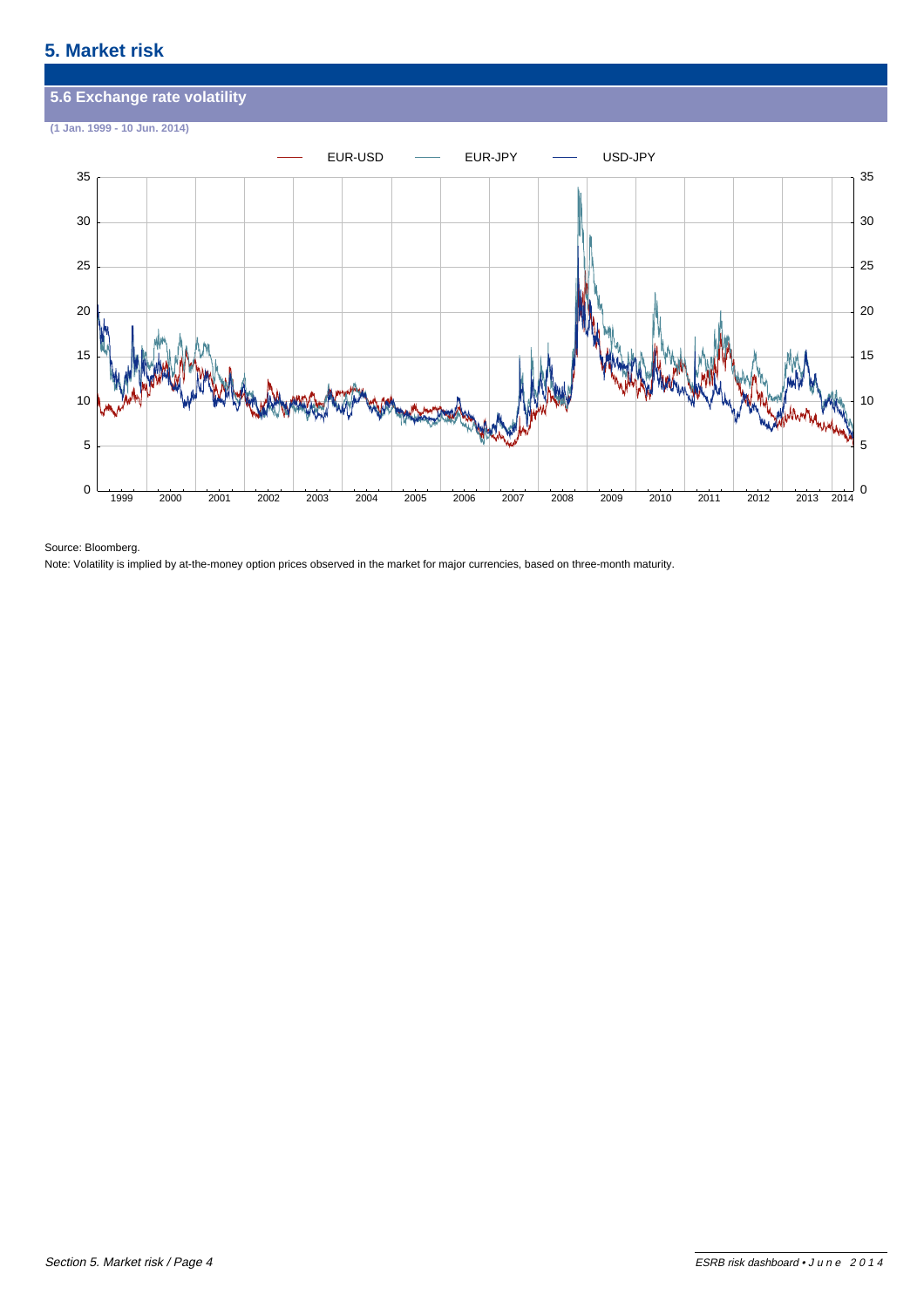# 5. Market risk

## 5.6 Exchange rate volatility

(1 Jan. 1999 - 10 Jun. 2014)

Source: Bloomberg.

Note: Volatility is implied by at-the-money option prices observed in the market for major currencies, based on three-month maturity.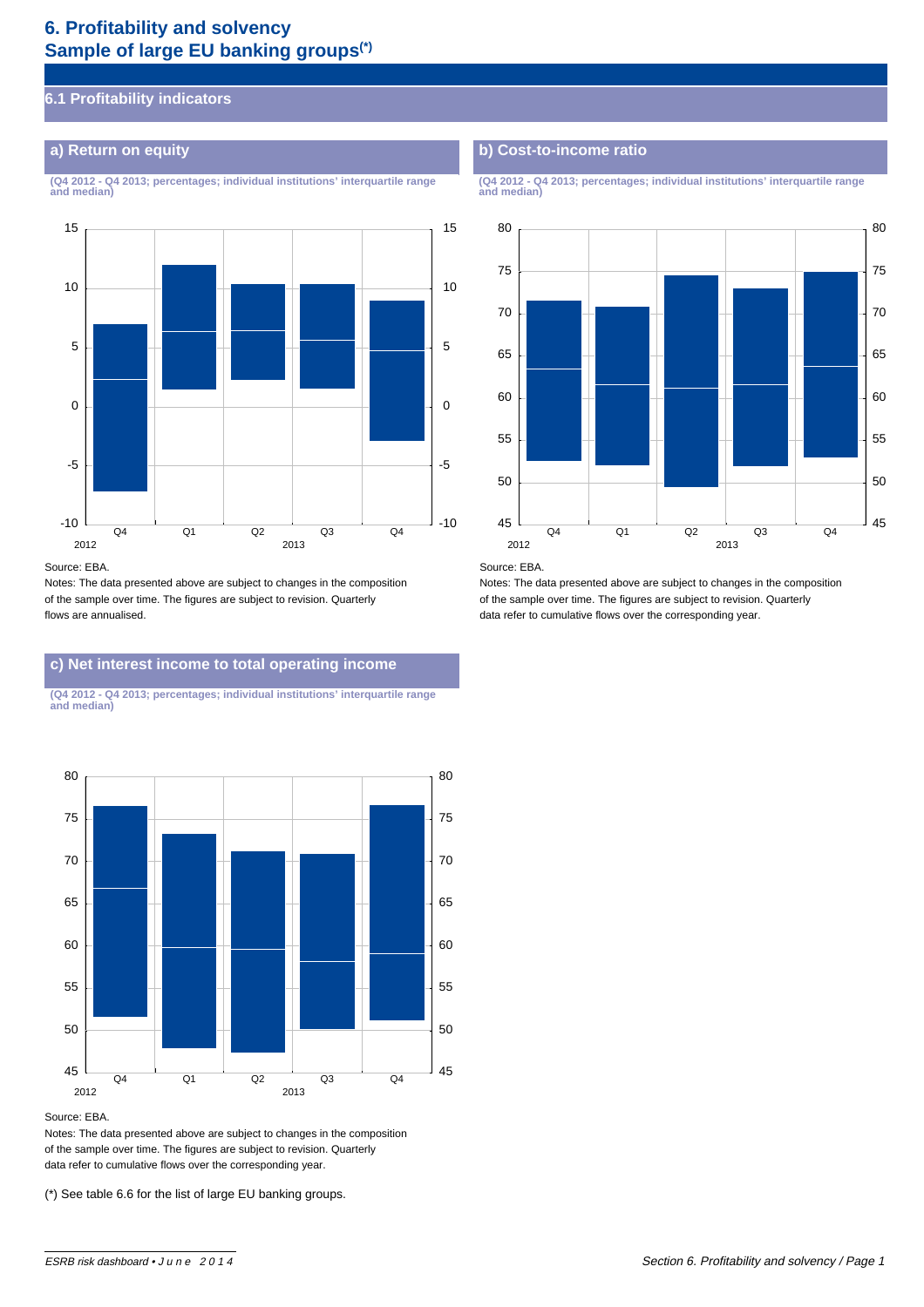# 6. Profitability and solvency
# Sample of large EU banking groups(*)

## 6.1 Profitability indicators

### a) Return on equity

(Q4 2012 - Q4 2013; percentages; individual institutions' interquartile range and median)

Source: EBA.

Notes: The data presented above are subject to changes in the composition of the sample over time. The figures are subject to revision. Quarterly flows are annualised.

### b) Cost-to-income ratio

(Q4 2012 - Q4 2013; percentages; individual institutions' interquartile range and median)

Source: EBA.

Notes: The data presented above are subject to changes in the composition of the sample over time. The figures are subject to revision. Quarterly data refer to cumulative flows over the corresponding year.

### c) Net interest income to total operating income

(Q4 2012 - Q4 2013; percentages; individual institutions' interquartile range and median)

Source: EBA.

Notes: The data presented above are subject to changes in the composition of the sample over time. The figures are subject to revision. Quarterly data refer to cumulative flows over the corresponding year.

(*) See table 6.6 for the list of large EU banking groups.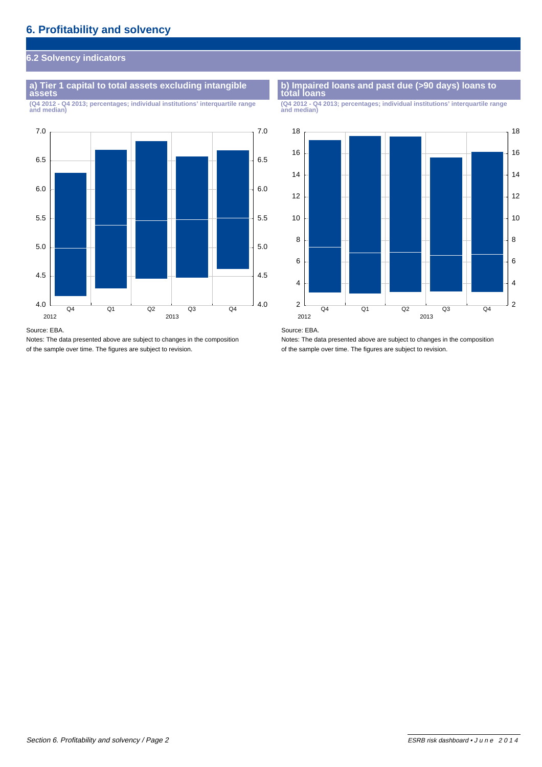# 6. Profitability and solvency

## 6.2 Solvency indicators

### a) Tier 1 capital to total assets excluding intangible assets

(Q4 2012 - Q4 2013; percentages; individual institutions' interquartile range and median)

Source: EBA.

Notes: The data presented above are subject to changes in the composition of the sample over time. The figures are subject to revision.

### b) Impaired loans and past due (>90 days) loans to total loans

(Q4 2012 - Q4 2013; percentages; individual institutions' interquartile range and median)

Source: EBA.

Notes: The data presented above are subject to changes in the composition of the sample over time. The figures are subject to revision.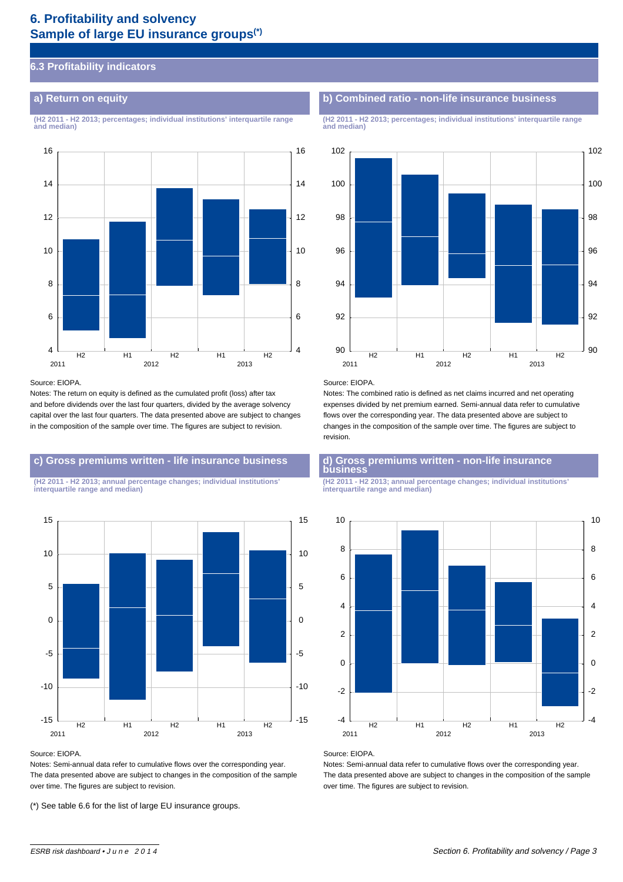# 6. Profitability and solvency
## Sample of large EU insurance groups(*)

### 6.3 Profitability indicators

#### a) Return on equity

(H2 2011 - H2 2013; percentages; individual institutions' interquartile range and median)

Source: EIOPA.

Notes: The return on equity is defined as the cumulated profit (loss) after tax and before dividends over the last four quarters, divided by the average solvency capital over the last four quarters. The data presented above are subject to changes in the composition of the sample over time. The figures are subject to revision.

#### b) Combined ratio - non-life insurance business

(H2 2011 - H2 2013; percentages; individual institutions' interquartile range and median)

Source: EIOPA.

Notes: The combined ratio is defined as net claims incurred and net operating expenses divided by net premium earned. Semi-annual data refer to cumulative flows over the corresponding year. The data presented above are subject to changes in the composition of the sample over time. The figures are subject to revision.

#### c) Gross premiums written - life insurance business

(H2 2011 - H2 2013; annual percentage changes; individual institutions' interquartile range and median)

Source: EIOPA.

Notes: Semi-annual data refer to cumulative flows over the corresponding year. The data presented above are subject to changes in the composition of the sample over time. The figures are subject to revision.

#### d) Gross premiums written - non-life insurance business

(H2 2011 - H2 2013; annual percentage changes; individual institutions' interquartile range and median)

Source: EIOPA.

Notes: Semi-annual data refer to cumulative flows over the corresponding year. The data presented above are subject to changes in the composition of the sample over time. The figures are subject to revision.

(*) See table 6.6 for the list of large EU insurance groups.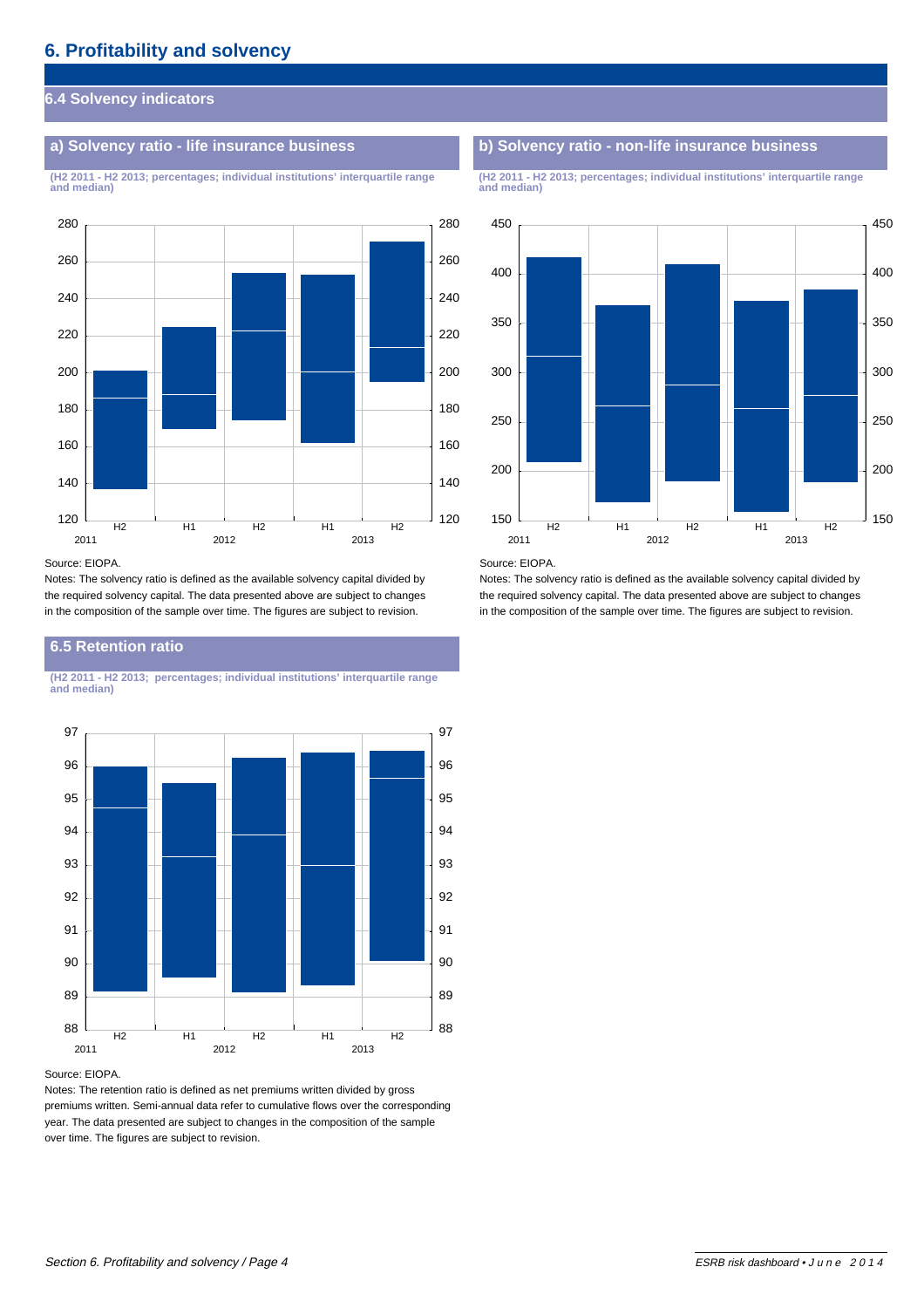# 6. Profitability and solvency

## 6.4 Solvency indicators

### a) Solvency ratio - life insurance business

**(H2 2011 - H2 2013; percentages; individual institutions' interquartile range and median)**

Source: EIOPA.

Notes: The solvency ratio is defined as the available solvency capital divided by the required solvency capital. The data presented above are subject to changes in the composition of the sample over time. The figures are subject to revision.

### b) Solvency ratio - non-life insurance business

**(H2 2011 - H2 2013; percentages; individual institutions' interquartile range and median)**

Source: EIOPA.

Notes: The solvency ratio is defined as the available solvency capital divided by the required solvency capital. The data presented above are subject to changes in the composition of the sample over time. The figures are subject to revision.

## 6.5 Retention ratio

**(H2 2011 - H2 2013; percentages; individual institutions' interquartile range and median)**

Source: EIOPA.

Notes: The retention ratio is defined as net premiums written divided by gross premiums written. Semi-annual data refer to cumulative flows over the corresponding year. The data presented are subject to changes in the composition of the sample over time. The figures are subject to revision.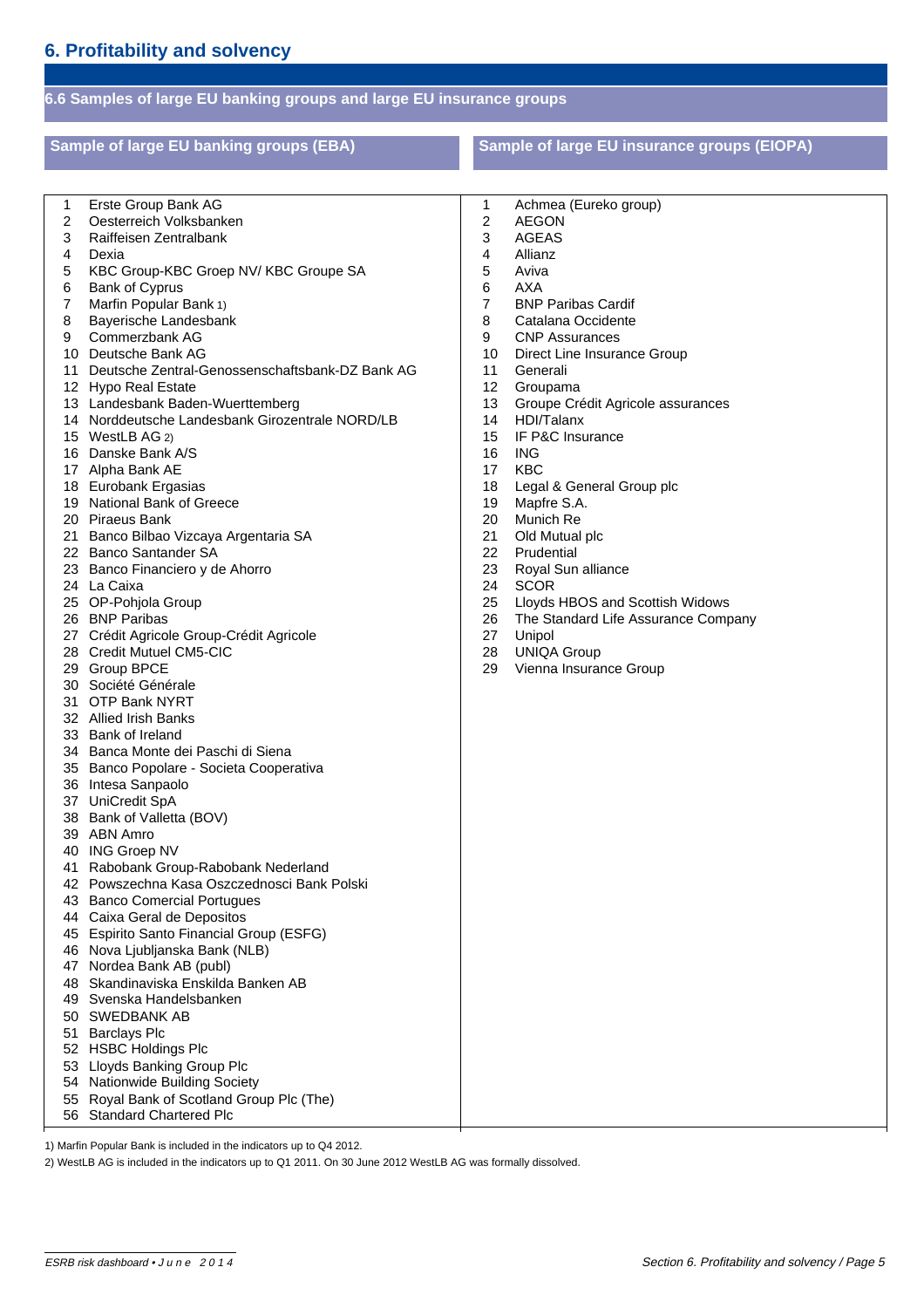## 6. Profitability and solvency

### 6.6 Samples of large EU banking groups and large EU insurance groups

**Sample of large EU banking groups (EBA)**

1. Erste Group Bank AG
2. Oesterreich Volksbanken
3. Raiffeisen Zentralbank
4. Dexia
5. KBC Group-KBC Groep NV/ KBC Groupe SA
6. Bank of Cyprus
7. Marfin Popular Bank 1)
8. Bayerische Landesbank
9. Commerzbank AG
10. Deutsche Bank AG
11. Deutsche Zentral-Genossenschaftsbank-DZ Bank AG
12. Hypo Real Estate
13. Landesbank Baden-Wuerttemberg
14. Norddeutsche Landesbank Girozentrale NORD/LB
15. WestLB AG 2)
16. Danske Bank A/S
17. Alpha Bank AE
18. Eurobank Ergasias
19. National Bank of Greece
20. Piraeus Bank
21. Banco Bilbao Vizcaya Argentaria SA
22. Banco Santander SA
23. Banco Financiero y de Ahorro
24. La Caixa
25. OP-Pohjola Group
26. BNP Paribas
27. Crédit Agricole Group-Crédit Agricole
28. Credit Mutuel CM5-CIC
29. Group BPCE
30. Société Générale
31. OTP Bank NYRT
32. Allied Irish Banks
33. Bank of Ireland
34. Banca Monte dei Paschi di Siena
35. Banco Popolare - Societa Cooperativa
36. Intesa Sanpaolo
37. UniCredit SpA
38. Bank of Valletta (BOV)
39. ABN Amro
40. ING Groep NV
41. Rabobank Group-Rabobank Nederland
42. Powszechna Kasa Oszczednosci Bank Polski
43. Banco Comercial Portugues
44. Caixa Geral de Depositos
45. Espirito Santo Financial Group (ESFG)
46. Nova Ljubljanska Bank (NLB)
47. Nordea Bank AB (publ)
48. Skandinaviska Enskilda Banken AB
49. Svenska Handelsbanken
50. SWEDBANK AB
51. Barclays Plc
52. HSBC Holdings Plc
53. Lloyds Banking Group Plc
54. Nationwide Building Society
55. Royal Bank of Scotland Group Plc (The)
56. Standard Chartered Plc

**Sample of large EU insurance groups (EIOPA)**

1. Achmea (Eureko group)
2. AEGON
3. AGEAS
4. Allianz
5. Aviva
6. AXA
7. BNP Paribas Cardif
8. Catalana Occidente
9. CNP Assurances
10. Direct Line Insurance Group
11. Generali
12. Groupama
13. Groupe Crédit Agricole assurances
14. HDI/Talanx
15. IF P&C Insurance
16. ING
17. KBC
18. Legal & General Group plc
19. Mapfre S.A.
20. Munich Re
21. Old Mutual plc
22. Prudential
23. Royal Sun alliance
24. SCOR
25. Lloyds HBOS and Scottish Widows
26. The Standard Life Assurance Company
27. Unipol
28. UNIQA Group
29. Vienna Insurance Group

1) Marfin Popular Bank is included in the indicators up to Q4 2012.

2) WestLB AG is included in the indicators up to Q1 2011. On 30 June 2012 WestLB AG was formally dissolved.